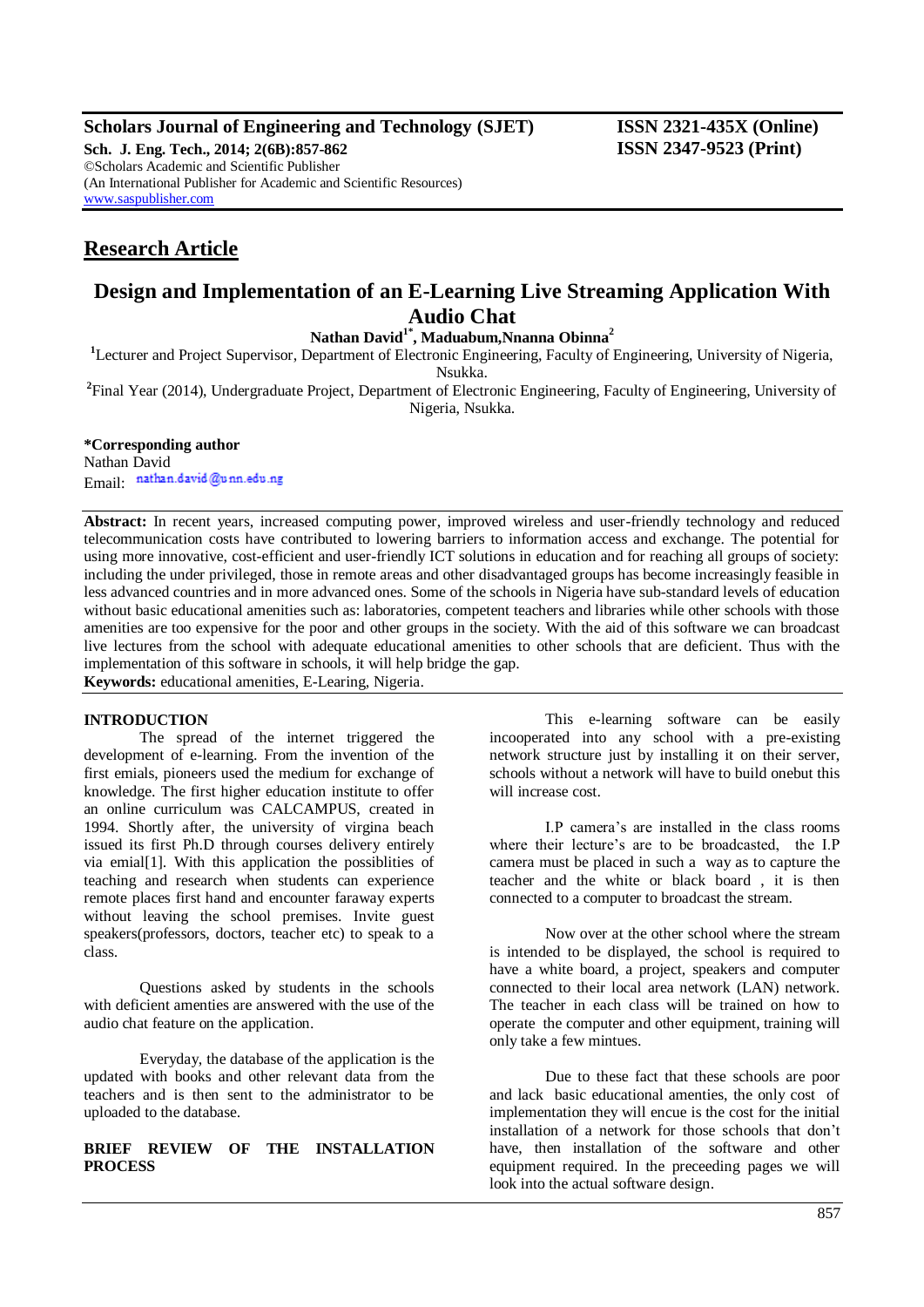**Scholars Journal of Engineering and Technology (SJET)** **ISSN 2321-435X (Online)**
**Sch. J. Eng. Tech., 2014; 2(6B):857-862** **ISSN 2347-9523 (Print)**
©Scholars Academic and Scientific Publisher
(An International Publisher for Academic and Scientific Resources)
www.saspublisher.com

## Research Article

# Design and Implementation of an E-Learning Live Streaming Application With Audio Chat

**Nathan David[1*], Maduabum,Nnanna Obinna[2]**

[1]Lecturer and Project Supervisor, Department of Electronic Engineering, Faculty of Engineering, University of Nigeria, Nsukka.

[2]Final Year (2014), Undergraduate Project, Department of Electronic Engineering, Faculty of Engineering, University of Nigeria, Nsukka.

**\*Corresponding author**
Nathan David
Email: nathan.david@unn.edu.ng

**Abstract:** In recent years, increased computing power, improved wireless and user-friendly technology and reduced telecommunication costs have contributed to lowering barriers to information access and exchange. The potential for using more innovative, cost-efficient and user-friendly ICT solutions in education and for reaching all groups of society: including the under privileged, those in remote areas and other disadvantaged groups has become increasingly feasible in less advanced countries and in more advanced ones. Some of the schools in Nigeria have sub-standard levels of education without basic educational amenities such as: laboratories, competent teachers and libraries while other schools with those amenities are too expensive for the poor and other groups in the society. With the aid of this software we can broadcast live lectures from the school with adequate educational amenities to other schools that are deficient. Thus with the implementation of this software in schools, it will help bridge the gap.

**Keywords:** educational amenities, E-Learing, Nigeria.

## INTRODUCTION

The spread of the internet triggered the development of e-learning. From the invention of the first emials, pioneers used the medium for exchange of knowledge. The first higher education institute to offer an online curriculum was CALCAMPUS, created in 1994. Shortly after, the university of virgina beach issued its first Ph.D through courses delivery entirely via emial[1]. With this application the possiblities of teaching and research when students can experience remote places first hand and encounter faraway experts without leaving the school premises. Invite guest speakers(professors, doctors, teacher etc) to speak to a class.

Questions asked by students in the schools with deficient amenties are answered with the use of the audio chat feature on the application.

Everyday, the database of the application is the updated with books and other relevant data from the teachers and is then sent to the administrator to be uploaded to the database.

## BRIEF REVIEW OF THE INSTALLATION PROCESS

This e-learning software can be easily incooperated into any school with a pre-existing network structure just by installing it on their server, schools without a network will have to build onebut this will increase cost.

I.P camera's are installed in the class rooms where their lecture's are to be broadcasted, the I.P camera must be placed in such a way as to capture the teacher and the white or black board , it is then connected to a computer to broadcast the stream.

Now over at the other school where the stream is intended to be displayed, the school is required to have a white board, a project, speakers and computer connected to their local area network (LAN) network. The teacher in each class will be trained on how to operate the computer and other equipment, training will only take a few mintues.

Due to these fact that these schools are poor and lack basic educational amenties, the only cost of implementation they will encue is the cost for the initial installation of a network for those schools that don't have, then installation of the software and other equipment required. In the preceeding pages we will look into the actual software design.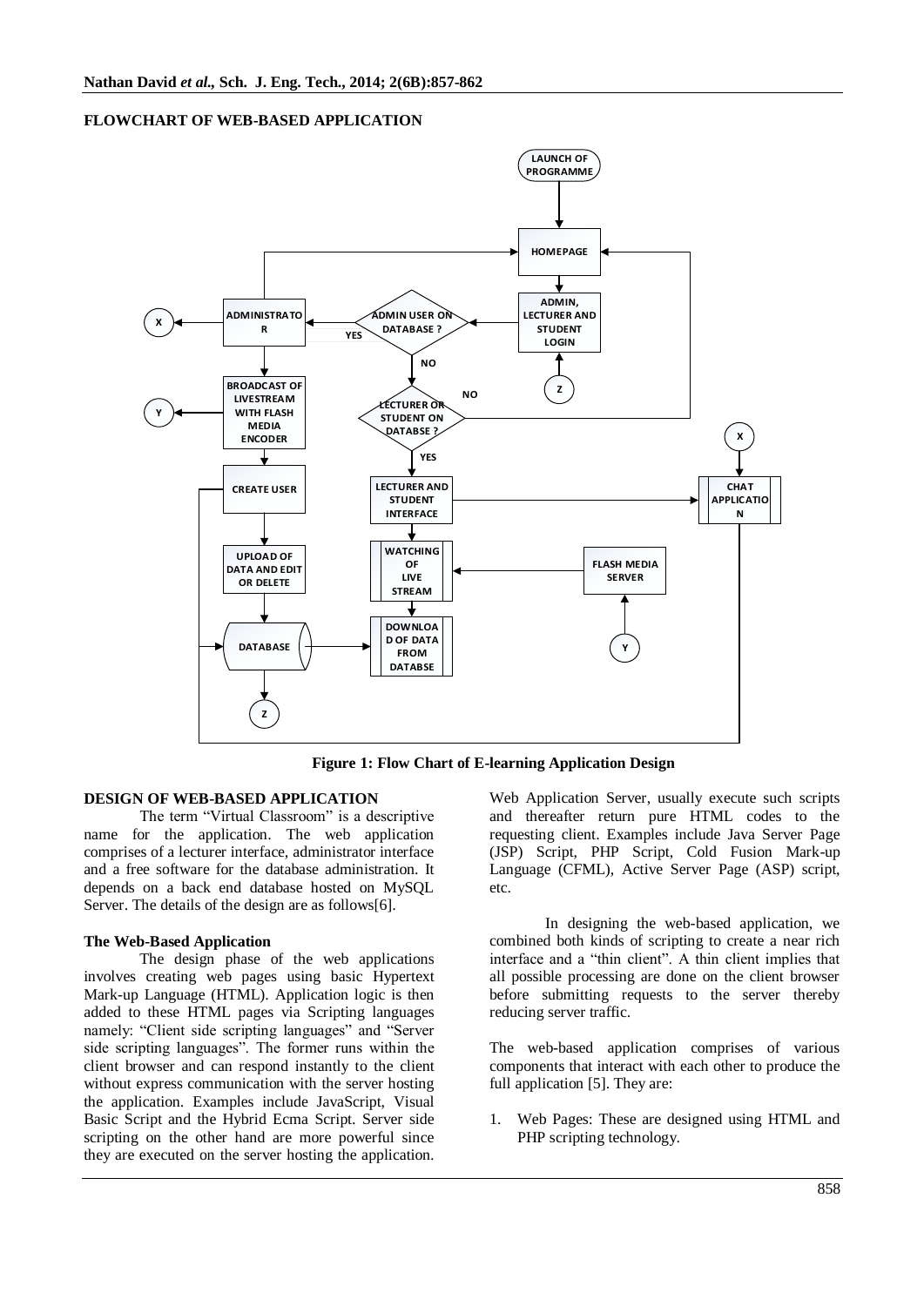### FLOWCHART OF WEB-BASED APPLICATION

Figure 1: Flow Chart of E-learning Application Design

### DESIGN OF WEB-BASED APPLICATION

The term "Virtual Classroom" is a descriptive name for the application. The web application comprises of a lecturer interface, administrator interface and a free software for the database administration. It depends on a back end database hosted on MySQL Server. The details of the design are as follows[6].

#### The Web-Based Application

The design phase of the web applications involves creating web pages using basic Hypertext Mark-up Language (HTML). Application logic is then added to these HTML pages via Scripting languages namely: "Client side scripting languages" and "Server side scripting languages". The former runs within the client browser and can respond instantly to the client without express communication with the server hosting the application. Examples include JavaScript, Visual Basic Script and the Hybrid Ecma Script. Server side scripting on the other hand are more powerful since they are executed on the server hosting the application. Web Application Server, usually execute such scripts and thereafter return pure HTML codes to the requesting client. Examples include Java Server Page (JSP) Script, PHP Script, Cold Fusion Mark-up Language (CFML), Active Server Page (ASP) script, etc.

In designing the web-based application, we combined both kinds of scripting to create a near rich interface and a "thin client". A thin client implies that all possible processing are done on the client browser before submitting requests to the server thereby reducing server traffic.

The web-based application comprises of various components that interact with each other to produce the full application [5]. They are:

1. Web Pages: These are designed using HTML and PHP scripting technology.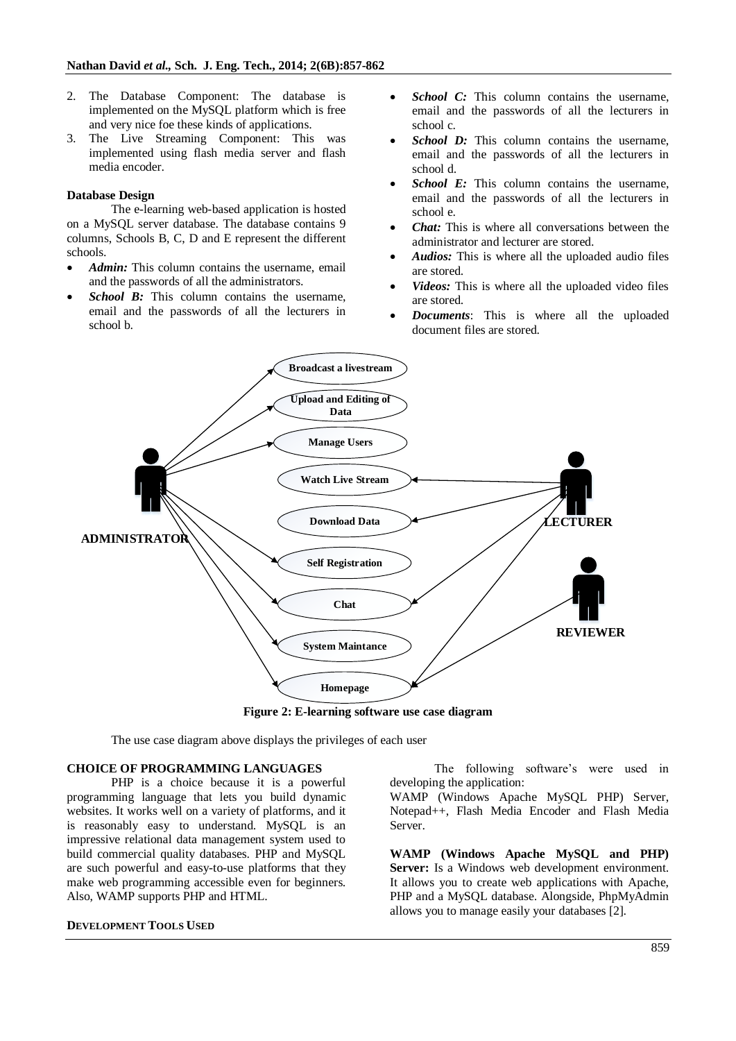2. The Database Component: The database is implemented on the MySQL platform which is free and very nice foe these kinds of applications.
3. The Live Streaming Component: This was implemented using flash media server and flash media encoder.

**Database Design**

The e-learning web-based application is hosted on a MySQL server database. The database contains 9 columns, Schools B, C, D and E represent the different schools.

- ***Admin:*** This column contains the username, email and the passwords of all the administrators.
- ***School B:*** This column contains the username, email and the passwords of all the lecturers in school b.
- ***School C:*** This column contains the username, email and the passwords of all the lecturers in school c.
- ***School D:*** This column contains the username, email and the passwords of all the lecturers in school d.
- ***School E:*** This column contains the username, email and the passwords of all the lecturers in school e.
- ***Chat:*** This is where all conversations between the administrator and lecturer are stored.
- ***Audios:*** This is where all the uploaded audio files are stored.
- ***Videos:*** This is where all the uploaded video files are stored.
- ***Documents***: This is where all the uploaded document files are stored.

**Figure 2: E-learning software use case diagram**

The use case diagram above displays the privileges of each user

**CHOICE OF PROGRAMMING LANGUAGES**

PHP is a choice because it is a powerful programming language that lets you build dynamic websites. It works well on a variety of platforms, and it is reasonably easy to understand. MySQL is an impressive relational data management system used to build commercial quality databases. PHP and MySQL are such powerful and easy-to-use platforms that they make web programming accessible even for beginners. Also, WAMP supports PHP and HTML.

**DEVELOPMENT TOOLS USED**

The following software's were used in developing the application:
WAMP (Windows Apache MySQL PHP) Server, Notepad++, Flash Media Encoder and Flash Media Server.

**WAMP (Windows Apache MySQL and PHP) Server:** Is a Windows web development environment. It allows you to create web applications with Apache, PHP and a MySQL database. Alongside, PhpMyAdmin allows you to manage easily your databases [2].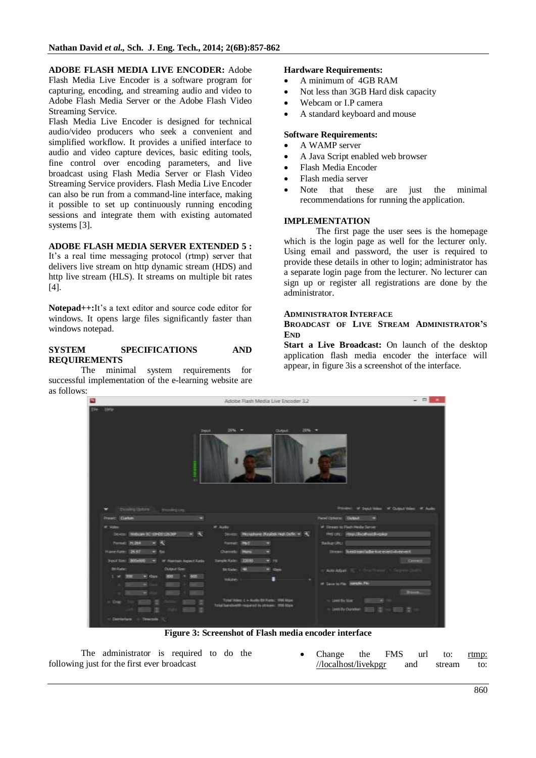**ADOBE FLASH MEDIA LIVE ENCODER:** Adobe Flash Media Live Encoder is a software program for capturing, encoding, and streaming audio and video to Adobe Flash Media Server or the Adobe Flash Video Streaming Service.

Flash Media Live Encoder is designed for technical audio/video producers who seek a convenient and simplified workflow. It provides a unified interface to audio and video capture devices, basic editing tools, fine control over encoding parameters, and live broadcast using Flash Media Server or Flash Video Streaming Service providers. Flash Media Live Encoder can also be run from a command-line interface, making it possible to set up continuously running encoding sessions and integrate them with existing automated systems [3].

**ADOBE FLASH MEDIA SERVER EXTENDED 5 :** It's a real time messaging protocol (rtmp) server that delivers live stream on http dynamic stream (HDS) and http live stream (HLS). It streams on multiple bit rates [4].

**Notepad++:**It's a text editor and source code editor for windows. It opens large files significantly faster than windows notepad.

## SYSTEM SPECIFICATIONS AND REQUIREMENTS

The minimal system requirements for successful implementation of the e-learning website are as follows:

**Hardware Requirements:**

- A minimum of 4GB RAM
- Not less than 3GB Hard disk capacity
- Webcam or I.P camera
- A standard keyboard and mouse

**Software Requirements:**

- A WAMP server
- A Java Script enabled web browser
- Flash Media Encoder
- Flash media server
- Note that these are just the minimal recommendations for running the application.

## IMPLEMENTATION

The first page the user sees is the homepage which is the login page as well for the lecturer only. Using email and password, the user is required to provide these details in other to login; administrator has a separate login page from the lecturer. No lecturer can sign up or register all registrations are done by the administrator.

### ADMINISTRATOR INTERFACE

### BROADCAST OF LIVE STREAM ADMINISTRATOR'S END

**Start a Live Broadcast:** On launch of the desktop application flash media encoder the interface will appear, in figure 3is a screenshot of the interface.

**Figure 3: Screenshot of Flash media encoder interface**

The administrator is required to do the following just for the first ever broadcast

- Change the FMS url to: rtmp: //localhost/livekpgr and stream to: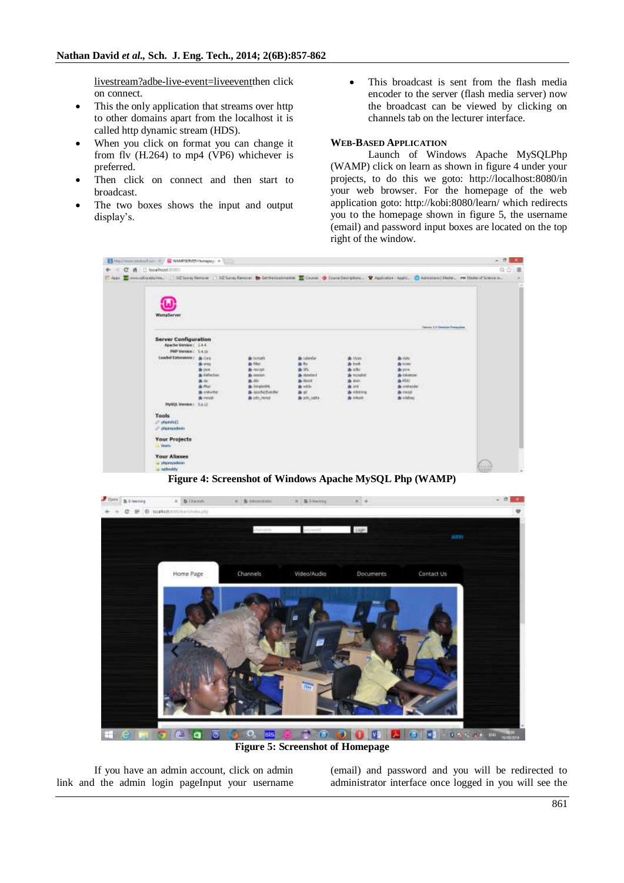livestream?adbe-live-event=liveeventthen click on connect.

- This the only application that streams over http to other domains apart from the localhost it is called http dynamic stream (HDS).
- When you click on format you can change it from flv (H.264) to mp4 (VP6) whichever is preferred.
- Then click on connect and then start to broadcast.
- The two boxes shows the input and output display's.
- This broadcast is sent from the flash media encoder to the server (flash media server) now the broadcast can be viewed by clicking on channels tab on the lecturer interface.

### WEB-BASED APPLICATION

Launch of Windows Apache MySQLPhp (WAMP) click on learn as shown in figure 4 under your projects, to do this we goto: http://localhost:8080/in your web browser. For the homepage of the web application goto: http://kobi:8080/learn/ which redirects you to the homepage shown in figure 5, the username (email) and password input boxes are located on the top right of the window.

**Figure 4: Screenshot of Windows Apache MySQL Php (WAMP)**

**Figure 5: Screenshot of Homepage**

If you have an admin account, click on admin link and the admin login pageInput your username (email) and password and you will be redirected to administrator interface once logged in you will see the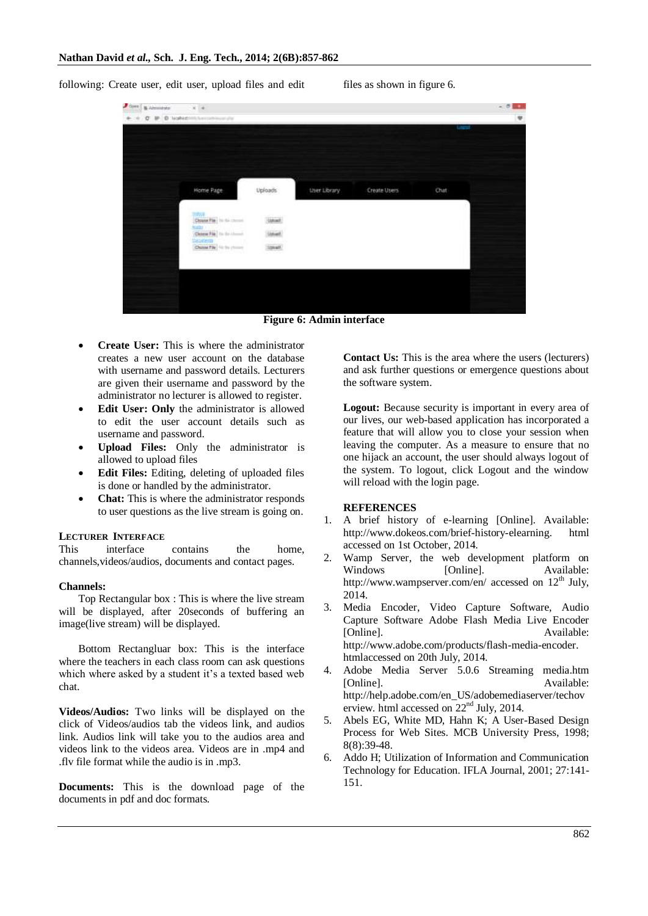following: Create user, edit user, upload files and edit files as shown in figure 6.

**Figure 6: Admin interface**

- **Create User:** This is where the administrator creates a new user account on the database with username and password details. Lecturers are given their username and password by the administrator no lecturer is allowed to register.
- **Edit User: Only** the administrator is allowed to edit the user account details such as username and password.
- **Upload Files:** Only the administrator is allowed to upload files
- **Edit Files:** Editing, deleting of uploaded files is done or handled by the administrator.
- **Chat:** This is where the administrator responds to user questions as the live stream is going on.

### Lecturer Interface

This interface contains the home, channels,videos/audios, documents and contact pages.

**Channels:**

Top Rectangular box : This is where the live stream will be displayed, after 20seconds of buffering an image(live stream) will be displayed.

Bottom Rectangluar box: This is the interface where the teachers in each class room can ask questions which where asked by a student it's a texted based web chat.

**Videos/Audios:** Two links will be displayed on the click of Videos/audios tab the videos link, and audios link. Audios link will take you to the audios area and videos link to the videos area. Videos are in .mp4 and .flv file format while the audio is in .mp3.

**Documents:** This is the download page of the documents in pdf and doc formats.

**Contact Us:** This is the area where the users (lecturers) and ask further questions or emergence questions about the software system.

**Logout:** Because security is important in every area of our lives, our web-based application has incorporated a feature that will allow you to close your session when leaving the computer. As a measure to ensure that no one hijack an account, the user should always logout of the system. To logout, click Logout and the window will reload with the login page.

### REFERENCES

1. A brief history of e-learning [Online]. Available: http://www.dokeos.com/brief-history-elearning. html accessed on 1st October, 2014.
2. Wamp Server, the web development platform on Windows [Online]. Available: http://www.wampserver.com/en/ accessed on 12th July, 2014.
3. Media Encoder, Video Capture Software, Audio Capture Software Adobe Flash Media Live Encoder [Online]. Available: http://www.adobe.com/products/flash-media-encoder. htmlaccessed on 20th July, 2014.
4. Adobe Media Server 5.0.6 Streaming media.htm [Online]. Available: http://help.adobe.com/en_US/adobemediaserver/techoverview. html accessed on 22nd July, 2014.
5. Abels EG, White MD, Hahn K; A User-Based Design Process for Web Sites. MCB University Press, 1998; 8(8):39-48.
6. Addo H; Utilization of Information and Communication Technology for Education. IFLA Journal, 2001; 27:141-151.